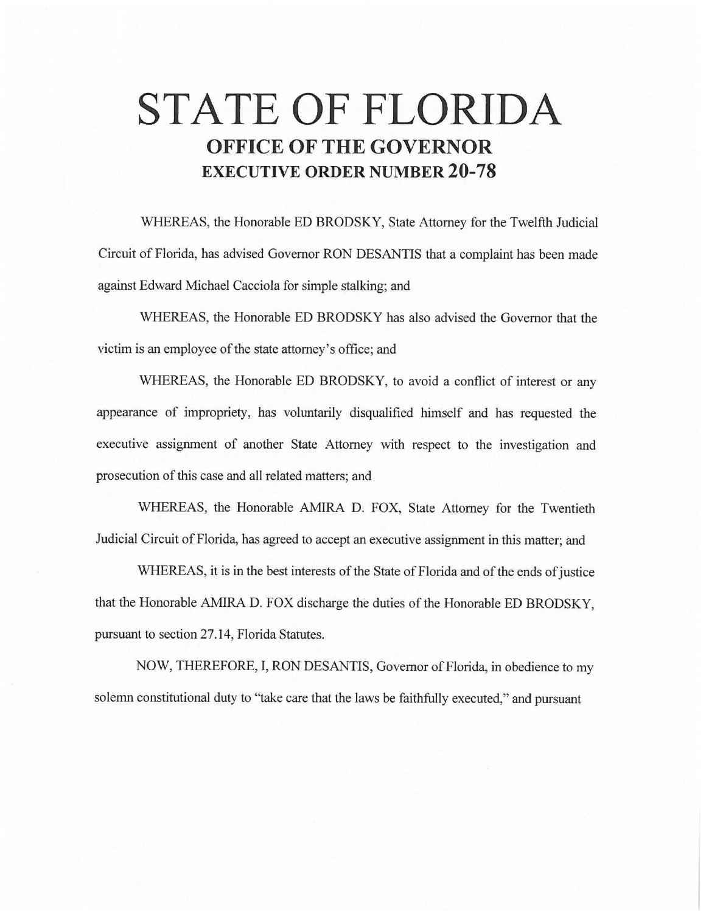# STATE OF FLORIDA

## OFFICE OF THE GOVERNOR

## EXECUTIVE ORDER NUMBER 20-78

WHEREAS, the Honorable ED BRODSKY, State Attorney for the Twelfth Judicial Circuit of Florida, has advised Governor RON DESANTIS that a complaint has been made against Edward Michael Cacciola for simple stalking; and

WHEREAS, the Honorable ED BRODSKY has also advised the Governor that the victim is an employee of the state attorney's office; and

WHEREAS, the Honorable ED BRODSKY, to avoid a conflict of interest or any appearance of impropriety, has voluntarily disqualified himself and has requested the executive assignment of another State Attorney with respect to the investigation and prosecution of this case and all related matters; and

WHEREAS, the Honorable AMIRA D. FOX, State Attorney for the Twentieth Judicial Circuit of Florida, has agreed to accept an executive assignment in this matter; and

WHEREAS, it is in the best interests of the State of Florida and of the ends of justice that the Honorable AMIRA D. FOX discharge the duties of the Honorable ED BRODSKY, pursuant to section 27.14, Florida Statutes.

NOW, THEREFORE, I, RON DESANTIS, Governor of Florida, in obedience to my solemn constitutional duty to "take care that the laws be faithfully executed," and pursuant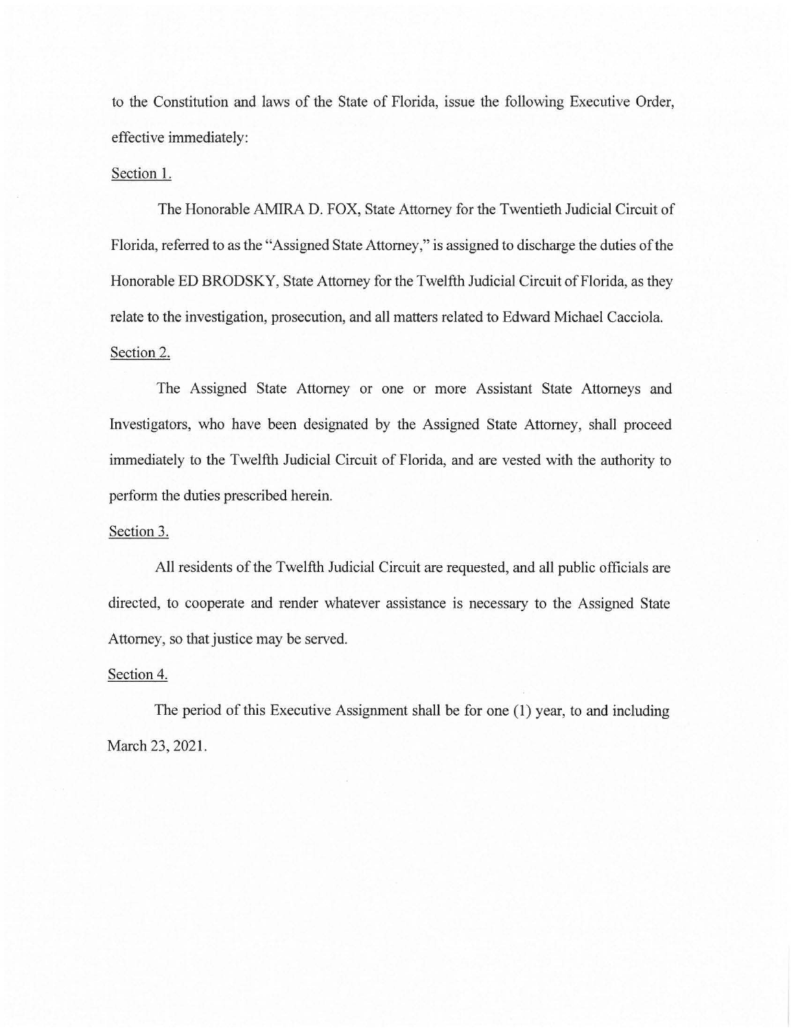to the Constitution and laws of the State of Florida, issue the following Executive Order, effective immediately:

Section 1.

The Honorable AMIRA D. FOX, State Attorney for the Twentieth Judicial Circuit of Florida, referred to as the "Assigned State Attorney," is assigned to discharge the duties of the Honorable ED BRODSKY, State Attorney for the Twelfth Judicial Circuit of Florida, as they relate to the investigation, prosecution, and all matters related to Edward Michael Cacciola.

Section 2.

The Assigned State Attorney or one or more Assistant State Attorneys and Investigators, who have been designated by the Assigned State Attorney, shall proceed immediately to the Twelfth Judicial Circuit of Florida, and are vested with the authority to perform the duties prescribed herein.

Section 3.

All residents of the Twelfth Judicial Circuit are requested, and all public officials are directed, to cooperate and render whatever assistance is necessary to the Assigned State Attorney, so that justice may be served.

Section 4.

The period of this Executive Assignment shall be for one (1) year, to and including March 23, 2021.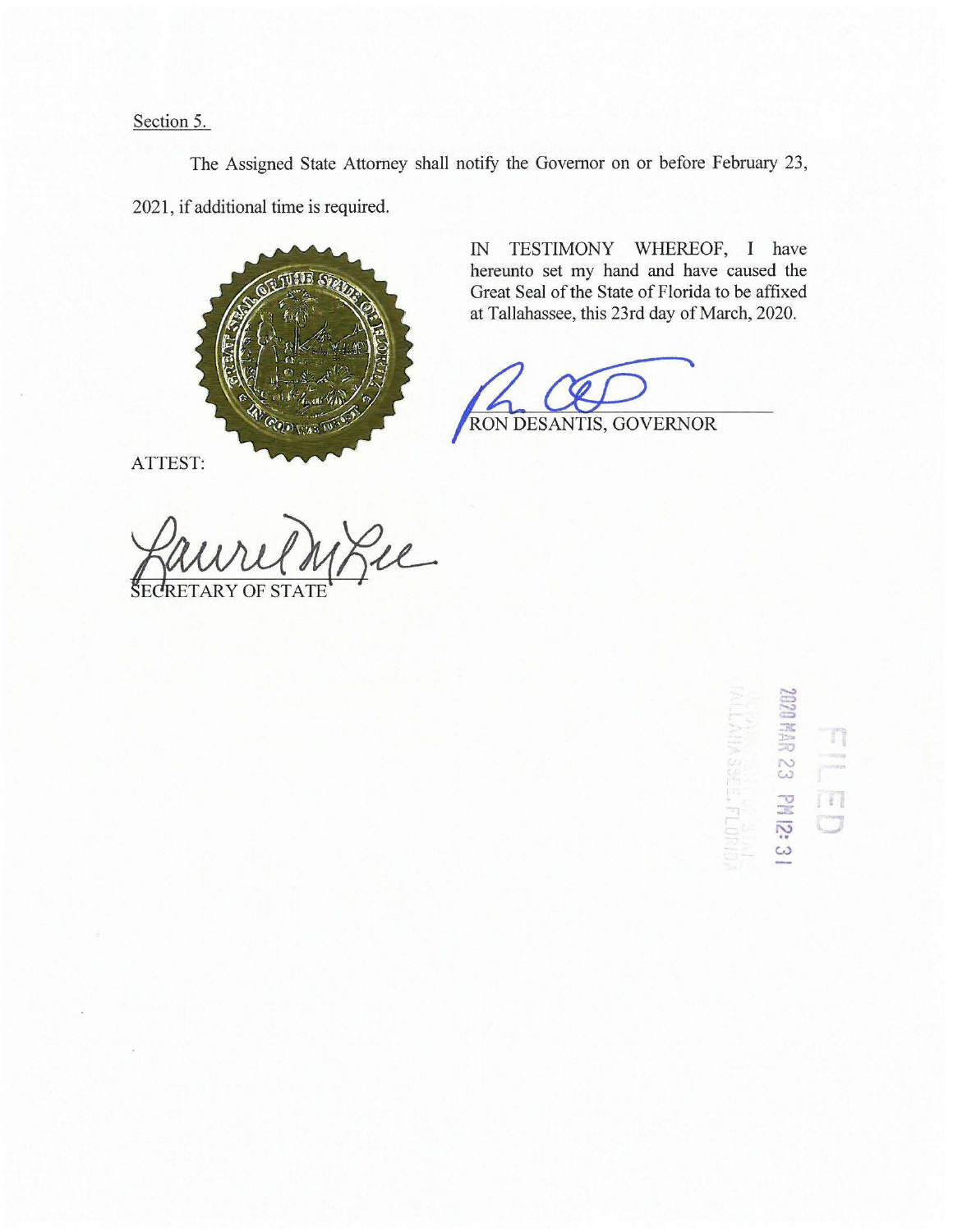Section 5.

The Assigned State Attorney shall notify the Governor on or before February 23, 2021, if additional time is required.

IN TESTIMONY WHEREOF, I have hereunto set my hand and have caused the Great Seal of the State of Florida to be affixed at Tallahassee, this 23rd day of March, 2020.

RON DESANTIS, GOVERNOR

ATTEST:

SECRETARY OF STATE

FILED

2020 MAR 23 PM 12:31

DEPARTMENT OF STATE
TALLAHASSEE, FLORIDA